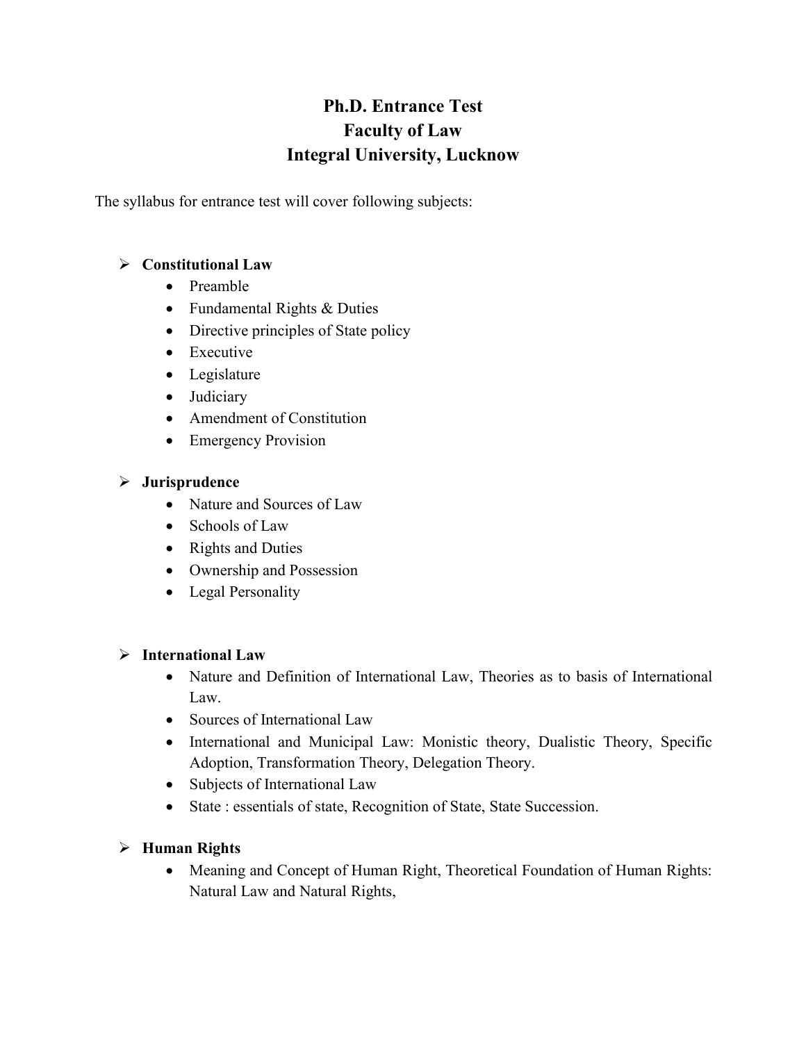# Ph.D. Entrance Test
# Faculty of Law
# Integral University, Lucknow

The syllabus for entrance test will cover following subjects:

- **Constitutional Law**
  - Preamble
  - Fundamental Rights & Duties
  - Directive principles of State policy
  - Executive
  - Legislature
  - Judiciary
  - Amendment of Constitution
  - Emergency Provision

- **Jurisprudence**
  - Nature and Sources of Law
  - Schools of Law
  - Rights and Duties
  - Ownership and Possession
  - Legal Personality

- **International Law**
  - Nature and Definition of International Law, Theories as to basis of International Law.
  - Sources of International Law
  - International and Municipal Law: Monistic theory, Dualistic Theory, Specific Adoption, Transformation Theory, Delegation Theory.
  - Subjects of International Law
  - State : essentials of state, Recognition of State, State Succession.

- **Human Rights**
  - Meaning and Concept of Human Right, Theoretical Foundation of Human Rights: Natural Law and Natural Rights,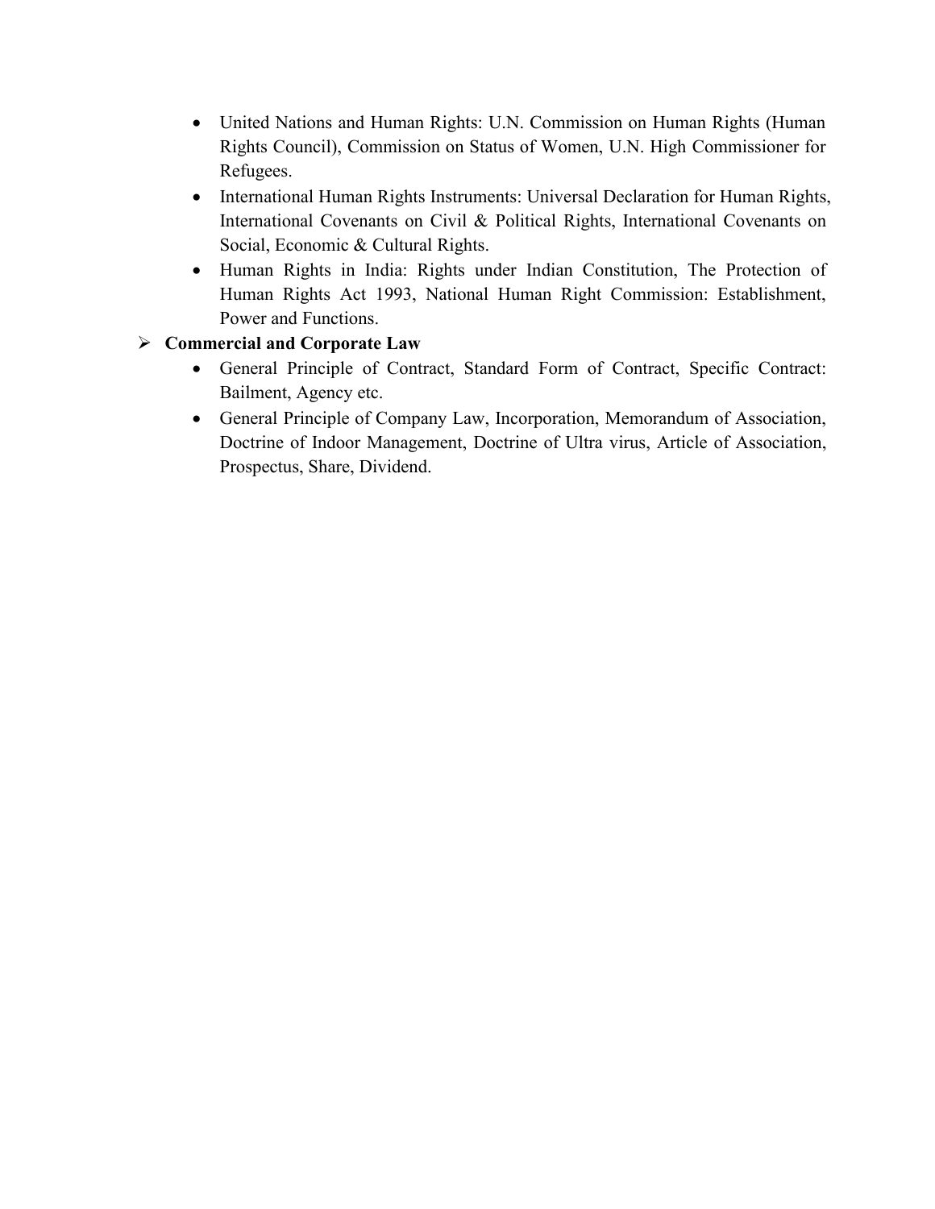- United Nations and Human Rights: U.N. Commission on Human Rights (Human Rights Council), Commission on Status of Women, U.N. High Commissioner for Refugees.
- International Human Rights Instruments: Universal Declaration for Human Rights, International Covenants on Civil & Political Rights, International Covenants on Social, Economic & Cultural Rights.
- Human Rights in India: Rights under Indian Constitution, The Protection of Human Rights Act 1993, National Human Right Commission: Establishment, Power and Functions.

- **Commercial and Corporate Law**
  - General Principle of Contract, Standard Form of Contract, Specific Contract: Bailment, Agency etc.
  - General Principle of Company Law, Incorporation, Memorandum of Association, Doctrine of Indoor Management, Doctrine of Ultra virus, Article of Association, Prospectus, Share, Dividend.